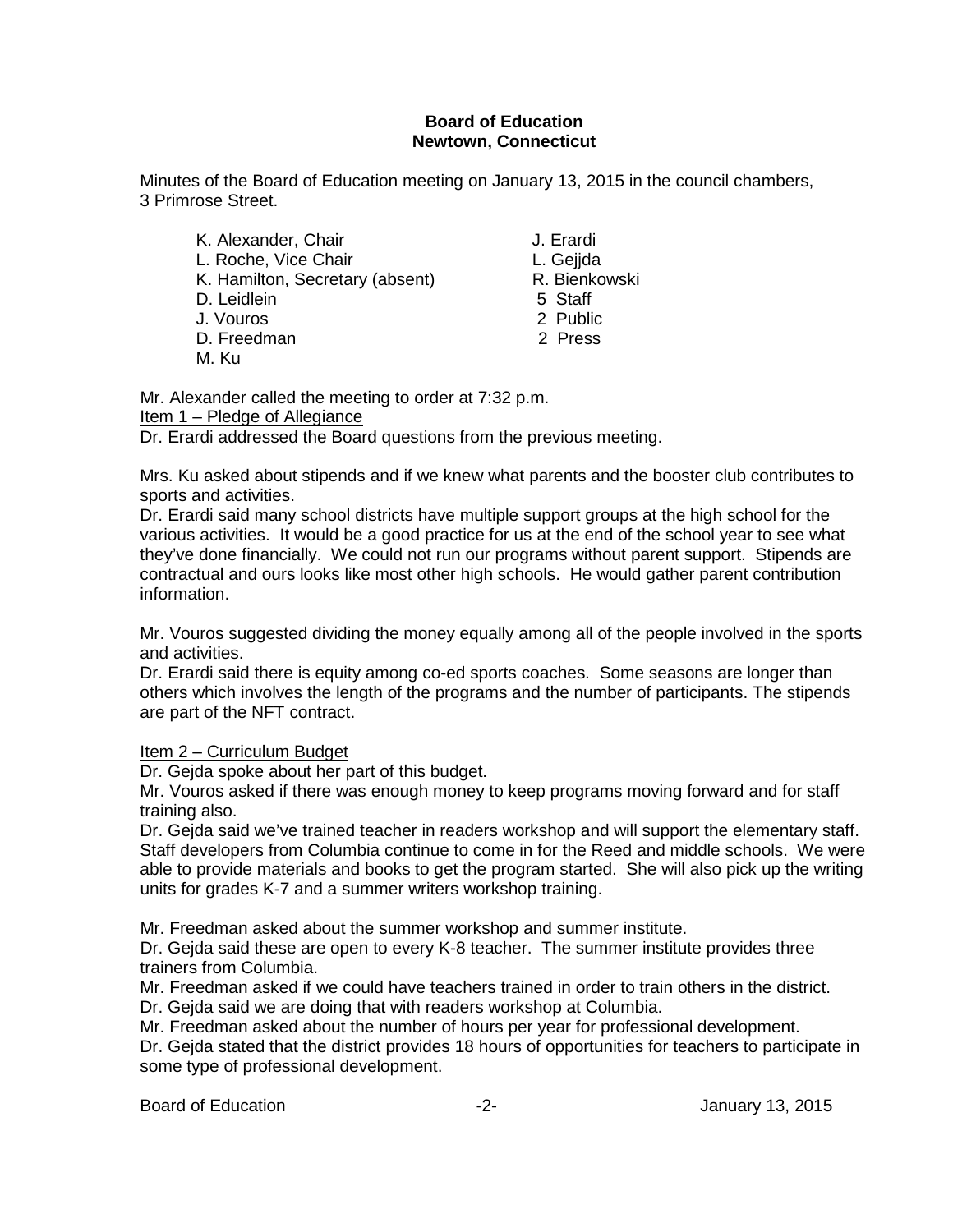**Board of Education**
**Newtown, Connecticut**

Minutes of the Board of Education meeting on January 13, 2015 in the council chambers, 3 Primrose Street.

| | |
|---|---|
| K. Alexander, Chair | J. Erardi |
| L. Roche, Vice Chair | L. Gejda |
| K. Hamilton, Secretary (absent) | R. Bienkowski |
| D. Leidlein | 5 Staff |
| J. Vouros | 2 Public |
| D. Freedman | 2 Press |
| M. Ku | |

Mr. Alexander called the meeting to order at 7:32 p.m.

Item 1 – Pledge of Allegiance

Dr. Erardi addressed the Board questions from the previous meeting.

Mrs. Ku asked about stipends and if we knew what parents and the booster club contributes to sports and activities.

Dr. Erardi said many school districts have multiple support groups at the high school for the various activities. It would be a good practice for us at the end of the school year to see what they've done financially. We could not run our programs without parent support. Stipends are contractual and ours looks like most other high schools. He would gather parent contribution information.

Mr. Vouros suggested dividing the money equally among all of the people involved in the sports and activities.

Dr. Erardi said there is equity among co-ed sports coaches. Some seasons are longer than others which involves the length of the programs and the number of participants. The stipends are part of the NFT contract.

Item 2 – Curriculum Budget

Dr. Gejda spoke about her part of this budget.

Mr. Vouros asked if there was enough money to keep programs moving forward and for staff training also.

Dr. Gejda said we've trained teacher in readers workshop and will support the elementary staff. Staff developers from Columbia continue to come in for the Reed and middle schools. We were able to provide materials and books to get the program started. She will also pick up the writing units for grades K-7 and a summer writers workshop training.

Mr. Freedman asked about the summer workshop and summer institute.

Dr. Gejda said these are open to every K-8 teacher. The summer institute provides three trainers from Columbia.

Mr. Freedman asked if we could have teachers trained in order to train others in the district.

Dr. Gejda said we are doing that with readers workshop at Columbia.

Mr. Freedman asked about the number of hours per year for professional development.

Dr. Gejda stated that the district provides 18 hours of opportunities for teachers to participate in some type of professional development.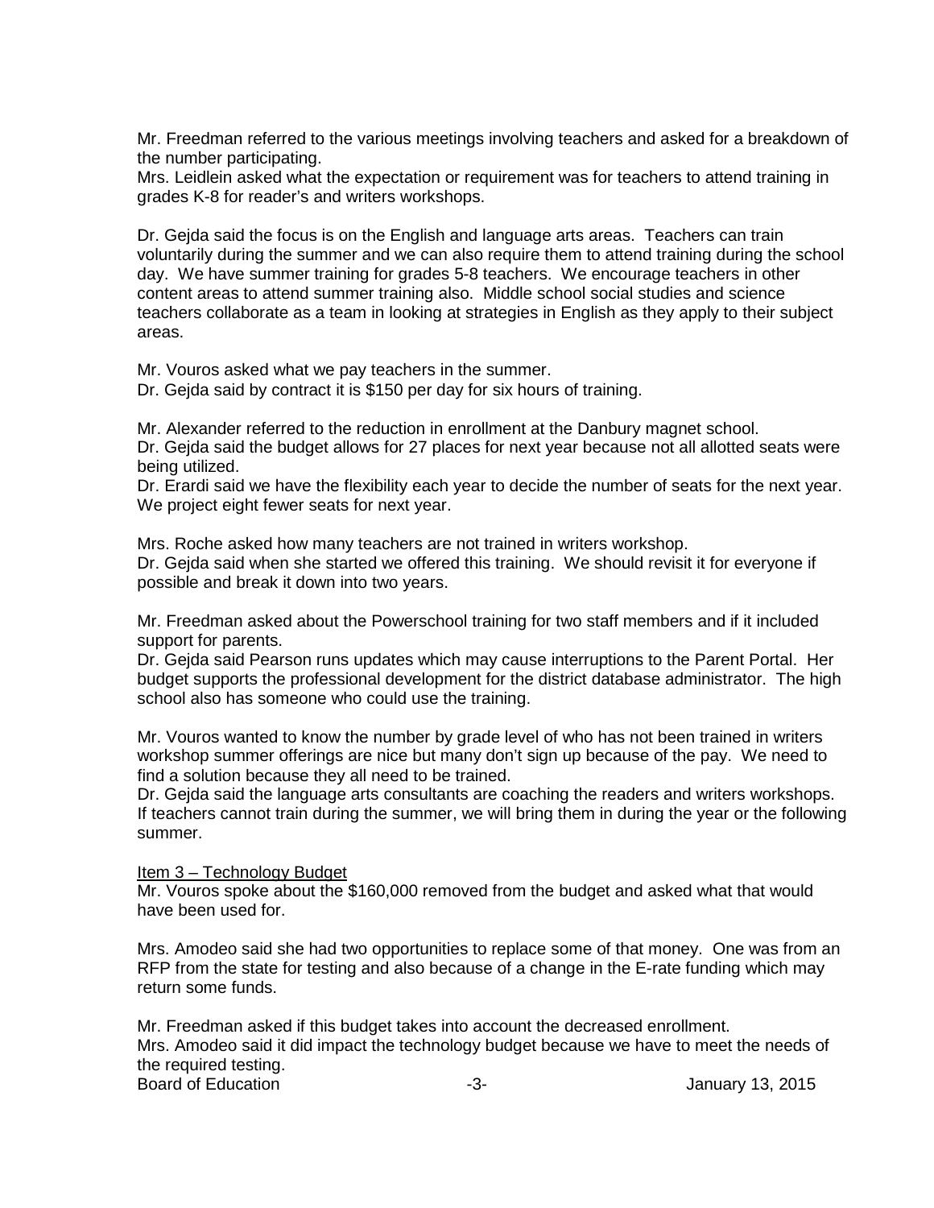Mr. Freedman referred to the various meetings involving teachers and asked for a breakdown of the number participating.
Mrs. Leidlein asked what the expectation or requirement was for teachers to attend training in grades K-8 for reader's and writers workshops.

Dr. Gejda said the focus is on the English and language arts areas. Teachers can train voluntarily during the summer and we can also require them to attend training during the school day. We have summer training for grades 5-8 teachers. We encourage teachers in other content areas to attend summer training also. Middle school social studies and science teachers collaborate as a team in looking at strategies in English as they apply to their subject areas.

Mr. Vouros asked what we pay teachers in the summer.
Dr. Gejda said by contract it is $150 per day for six hours of training.

Mr. Alexander referred to the reduction in enrollment at the Danbury magnet school.
Dr. Gejda said the budget allows for 27 places for next year because not all allotted seats were being utilized.
Dr. Erardi said we have the flexibility each year to decide the number of seats for the next year. We project eight fewer seats for next year.

Mrs. Roche asked how many teachers are not trained in writers workshop.
Dr. Gejda said when she started we offered this training. We should revisit it for everyone if possible and break it down into two years.

Mr. Freedman asked about the Powerschool training for two staff members and if it included support for parents.
Dr. Gejda said Pearson runs updates which may cause interruptions to the Parent Portal. Her budget supports the professional development for the district database administrator. The high school also has someone who could use the training.

Mr. Vouros wanted to know the number by grade level of who has not been trained in writers workshop summer offerings are nice but many don't sign up because of the pay. We need to find a solution because they all need to be trained.
Dr. Gejda said the language arts consultants are coaching the readers and writers workshops. If teachers cannot train during the summer, we will bring them in during the year or the following summer.

<u>Item 3 – Technology Budget</u>
Mr. Vouros spoke about the $160,000 removed from the budget and asked what that would have been used for.

Mrs. Amodeo said she had two opportunities to replace some of that money. One was from an RFP from the state for testing and also because of a change in the E-rate funding which may return some funds.

Mr. Freedman asked if this budget takes into account the decreased enrollment.
Mrs. Amodeo said it did impact the technology budget because we have to meet the needs of the required testing.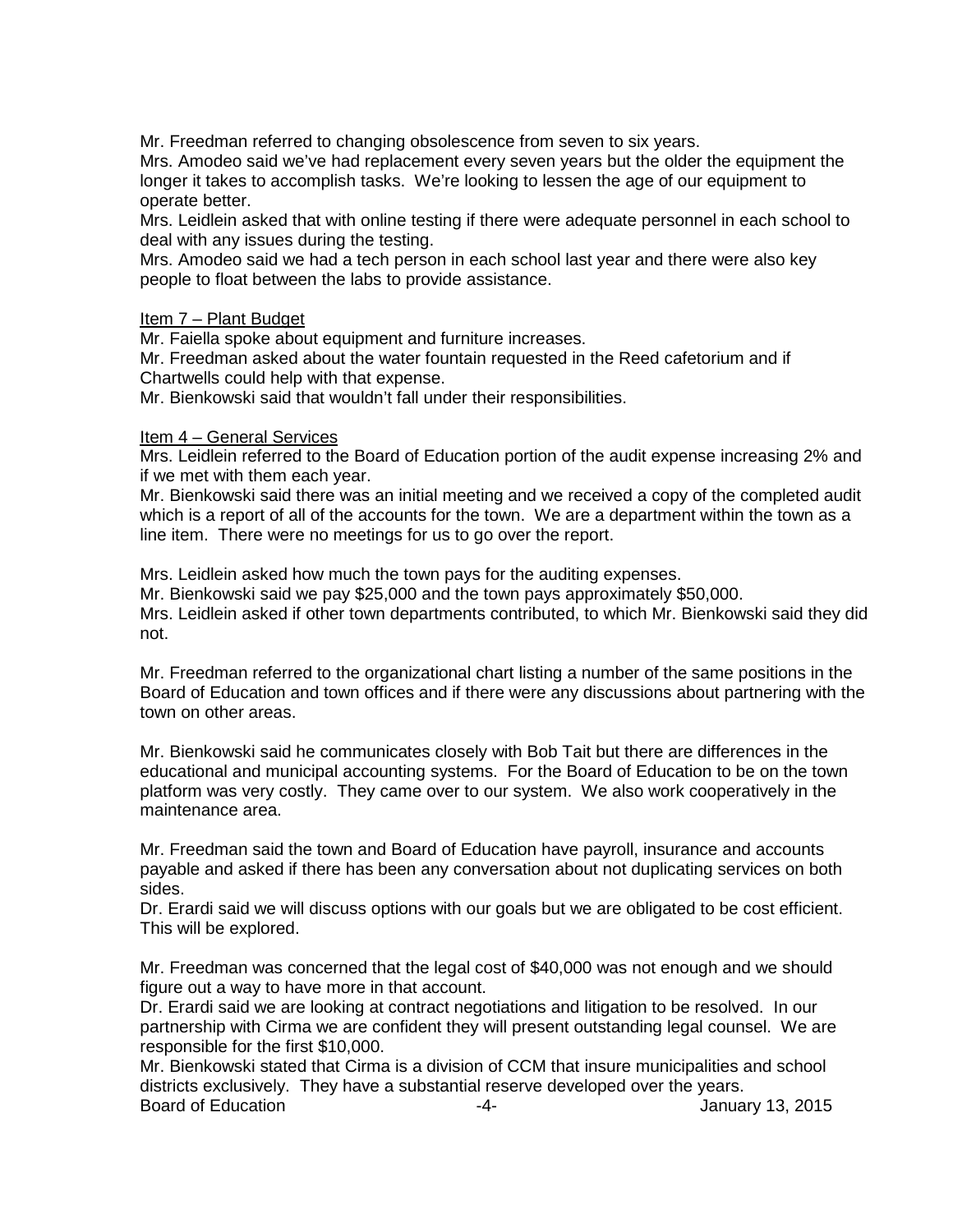Mr. Freedman referred to changing obsolescence from seven to six years.

Mrs. Amodeo said we've had replacement every seven years but the older the equipment the longer it takes to accomplish tasks. We're looking to lessen the age of our equipment to operate better.

Mrs. Leidlein asked that with online testing if there were adequate personnel in each school to deal with any issues during the testing.

Mrs. Amodeo said we had a tech person in each school last year and there were also key people to float between the labs to provide assistance.

<u>Item 7 – Plant Budget</u>

Mr. Faiella spoke about equipment and furniture increases.

Mr. Freedman asked about the water fountain requested in the Reed cafetorium and if Chartwells could help with that expense.

Mr. Bienkowski said that wouldn't fall under their responsibilities.

<u>Item 4 – General Services</u>

Mrs. Leidlein referred to the Board of Education portion of the audit expense increasing 2% and if we met with them each year.

Mr. Bienkowski said there was an initial meeting and we received a copy of the completed audit which is a report of all of the accounts for the town. We are a department within the town as a line item. There were no meetings for us to go over the report.

Mrs. Leidlein asked how much the town pays for the auditing expenses.

Mr. Bienkowski said we pay $25,000 and the town pays approximately $50,000.

Mrs. Leidlein asked if other town departments contributed, to which Mr. Bienkowski said they did not.

Mr. Freedman referred to the organizational chart listing a number of the same positions in the Board of Education and town offices and if there were any discussions about partnering with the town on other areas.

Mr. Bienkowski said he communicates closely with Bob Tait but there are differences in the educational and municipal accounting systems. For the Board of Education to be on the town platform was very costly. They came over to our system. We also work cooperatively in the maintenance area.

Mr. Freedman said the town and Board of Education have payroll, insurance and accounts payable and asked if there has been any conversation about not duplicating services on both sides.

Dr. Erardi said we will discuss options with our goals but we are obligated to be cost efficient. This will be explored.

Mr. Freedman was concerned that the legal cost of $40,000 was not enough and we should figure out a way to have more in that account.

Dr. Erardi said we are looking at contract negotiations and litigation to be resolved. In our partnership with Cirma we are confident they will present outstanding legal counsel. We are responsible for the first $10,000.

Mr. Bienkowski stated that Cirma is a division of CCM that insure municipalities and school districts exclusively. They have a substantial reserve developed over the years.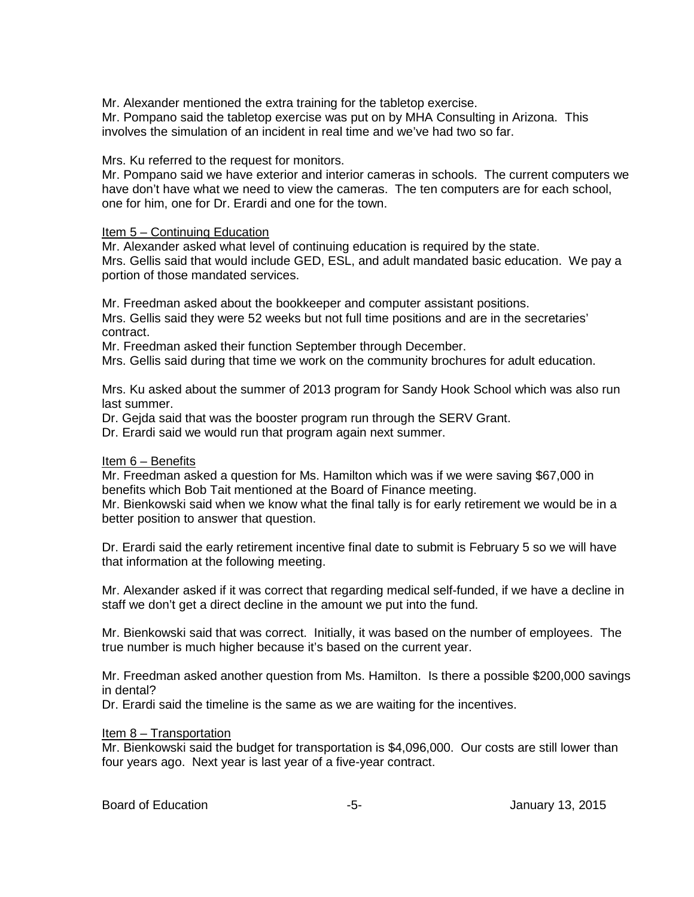Mr. Alexander mentioned the extra training for the tabletop exercise.
Mr. Pompano said the tabletop exercise was put on by MHA Consulting in Arizona. This involves the simulation of an incident in real time and we've had two so far.

Mrs. Ku referred to the request for monitors.
Mr. Pompano said we have exterior and interior cameras in schools. The current computers we have don't have what we need to view the cameras. The ten computers are for each school, one for him, one for Dr. Erardi and one for the town.

<u>Item 5 – Continuing Education</u>
Mr. Alexander asked what level of continuing education is required by the state.
Mrs. Gellis said that would include GED, ESL, and adult mandated basic education. We pay a portion of those mandated services.

Mr. Freedman asked about the bookkeeper and computer assistant positions.
Mrs. Gellis said they were 52 weeks but not full time positions and are in the secretaries' contract.
Mr. Freedman asked their function September through December.
Mrs. Gellis said during that time we work on the community brochures for adult education.

Mrs. Ku asked about the summer of 2013 program for Sandy Hook School which was also run last summer.
Dr. Gejda said that was the booster program run through the SERV Grant.
Dr. Erardi said we would run that program again next summer.

<u>Item 6 – Benefits</u>
Mr. Freedman asked a question for Ms. Hamilton which was if we were saving $67,000 in benefits which Bob Tait mentioned at the Board of Finance meeting.
Mr. Bienkowski said when we know what the final tally is for early retirement we would be in a better position to answer that question.

Dr. Erardi said the early retirement incentive final date to submit is February 5 so we will have that information at the following meeting.

Mr. Alexander asked if it was correct that regarding medical self-funded, if we have a decline in staff we don't get a direct decline in the amount we put into the fund.

Mr. Bienkowski said that was correct. Initially, it was based on the number of employees. The true number is much higher because it's based on the current year.

Mr. Freedman asked another question from Ms. Hamilton. Is there a possible $200,000 savings in dental?
Dr. Erardi said the timeline is the same as we are waiting for the incentives.

<u>Item 8 – Transportation</u>
Mr. Bienkowski said the budget for transportation is $4,096,000. Our costs are still lower than four years ago. Next year is last year of a five-year contract.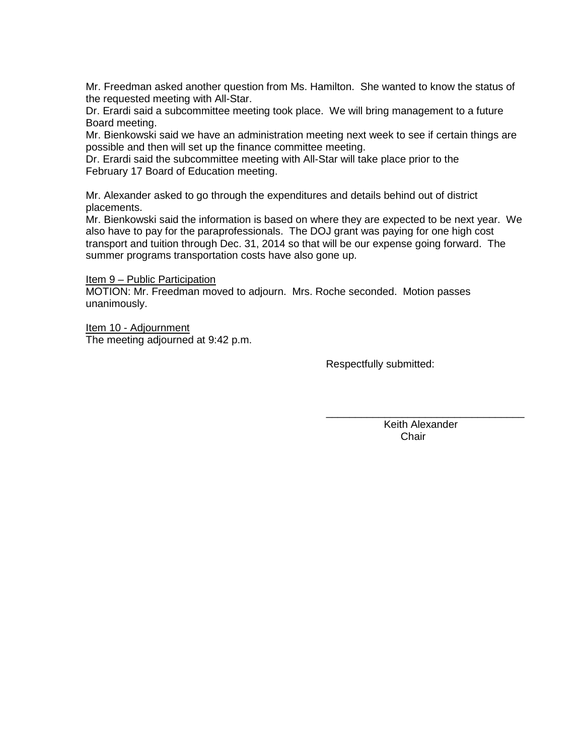Mr. Freedman asked another question from Ms. Hamilton. She wanted to know the status of the requested meeting with All-Star.
Dr. Erardi said a subcommittee meeting took place. We will bring management to a future Board meeting.
Mr. Bienkowski said we have an administration meeting next week to see if certain things are possible and then will set up the finance committee meeting.
Dr. Erardi said the subcommittee meeting with All-Star will take place prior to the February 17 Board of Education meeting.

Mr. Alexander asked to go through the expenditures and details behind out of district placements.
Mr. Bienkowski said the information is based on where they are expected to be next year. We also have to pay for the paraprofessionals. The DOJ grant was paying for one high cost transport and tuition through Dec. 31, 2014 so that will be our expense going forward. The summer programs transportation costs have also gone up.

<u>Item 9 – Public Participation</u>
MOTION: Mr. Freedman moved to adjourn. Mrs. Roche seconded. Motion passes unanimously.

<u>Item 10 - Adjournment</u>
The meeting adjourned at 9:42 p.m.

Respectfully submitted:

\_\_\_\_\_\_\_\_\_\_\_\_\_\_\_\_\_\_\_\_\_\_\_\_\_\_\_\_\_\_\_\_\_\_
Keith Alexander
Chair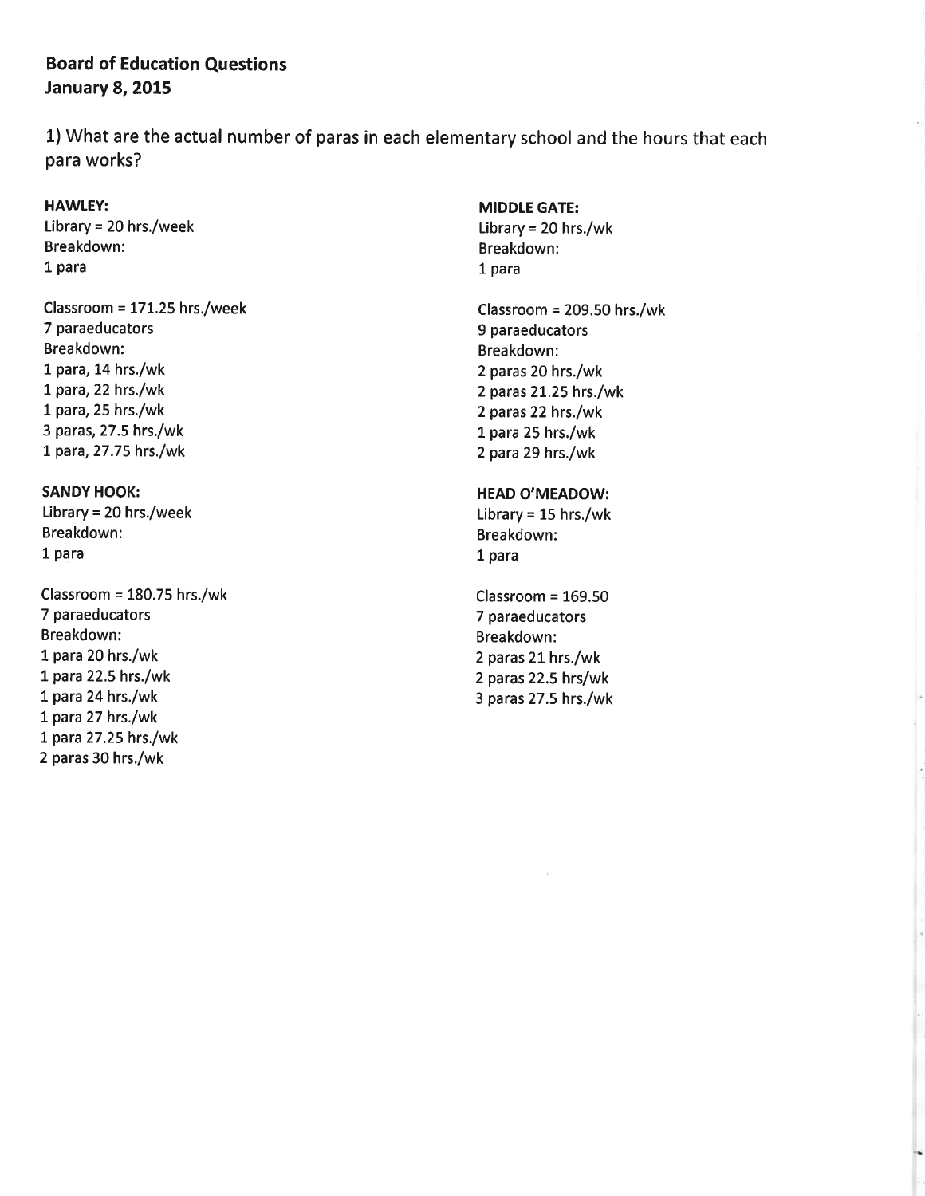**Board of Education Questions**
**January 8, 2015**

1) What are the actual number of paras in each elementary school and the hours that each para works?

**HAWLEY:**
Library = 20 hrs./week
Breakdown:
1 para

Classroom = 171.25 hrs./week
7 paraeducators
Breakdown:
1 para, 14 hrs./wk
1 para, 22 hrs./wk
1 para, 25 hrs./wk
3 paras, 27.5 hrs./wk
1 para, 27.75 hrs./wk

**SANDY HOOK:**
Library = 20 hrs./week
Breakdown:
1 para

Classroom = 180.75 hrs./wk
7 paraeducators
Breakdown:
1 para 20 hrs./wk
1 para 22.5 hrs./wk
1 para 24 hrs./wk
1 para 27 hrs./wk
1 para 27.25 hrs./wk
2 paras 30 hrs./wk

**MIDDLE GATE:**
Library = 20 hrs./wk
Breakdown:
1 para

Classroom = 209.50 hrs./wk
9 paraeducators
Breakdown:
2 paras 20 hrs./wk
2 paras 21.25 hrs./wk
2 paras 22 hrs./wk
1 para 25 hrs./wk
2 para 29 hrs./wk

**HEAD O'MEADOW:**
Library = 15 hrs./wk
Breakdown:
1 para

Classroom = 169.50
7 paraeducators
Breakdown:
2 paras 21 hrs./wk
2 paras 22.5 hrs/wk
3 paras 27.5 hrs./wk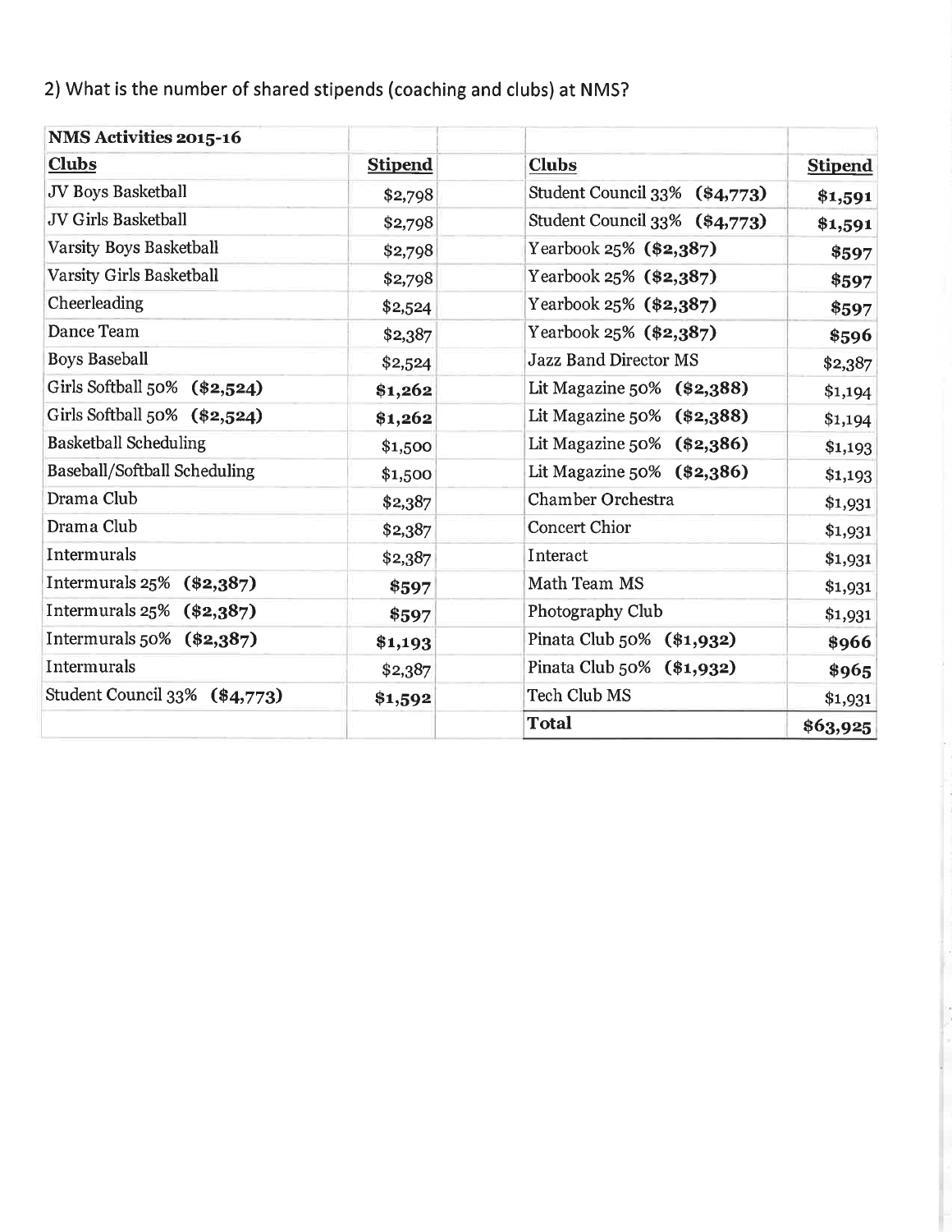2) What is the number of shared stipends (coaching and clubs) at NMS?

| NMS Activities 2015-16 | | | | |
|---|---|---|---|---|
| **Clubs** | **Stipend** | | **Clubs** | **Stipend** |
| JV Boys Basketball | $2,798 | | Student Council 33% **($4,773)** | **$1,591** |
| JV Girls Basketball | $2,798 | | Student Council 33% **($4,773)** | **$1,591** |
| Varsity Boys Basketball | $2,798 | | Yearbook 25% **($2,387)** | **$597** |
| Varsity Girls Basketball | $2,798 | | Yearbook 25% **($2,387)** | **$597** |
| Cheerleading | $2,524 | | Yearbook 25% **($2,387)** | **$597** |
| Dance Team | $2,387 | | Yearbook 25% **($2,387)** | **$596** |
| Boys Baseball | $2,524 | | Jazz Band Director MS | $2,387 |
| Girls Softball 50% **($2,524)** | **$1,262** | | Lit Magazine 50% **($2,388)** | $1,194 |
| Girls Softball 50% **($2,524)** | **$1,262** | | Lit Magazine 50% **($2,388)** | $1,194 |
| Basketball Scheduling | $1,500 | | Lit Magazine 50% **($2,386)** | $1,193 |
| Baseball/Softball Scheduling | $1,500 | | Lit Magazine 50% **($2,386)** | $1,193 |
| Drama Club | $2,387 | | Chamber Orchestra | $1,931 |
| Drama Club | $2,387 | | Concert Chior | $1,931 |
| Intermurals | $2,387 | | Interact | $1,931 |
| Intermurals 25% **($2,387)** | **$597** | | Math Team MS | $1,931 |
| Intermurals 25% **($2,387)** | **$597** | | Photography Club | $1,931 |
| Intermurals 50% **($2,387)** | **$1,193** | | Pinata Club 50% **($1,932)** | **$966** |
| Intermurals | $2,387 | | Pinata Club 50% **($1,932)** | **$965** |
| Student Council 33% **($4,773)** | **$1,592** | | Tech Club MS | $1,931 |
| | | | **Total** | **$63,925** |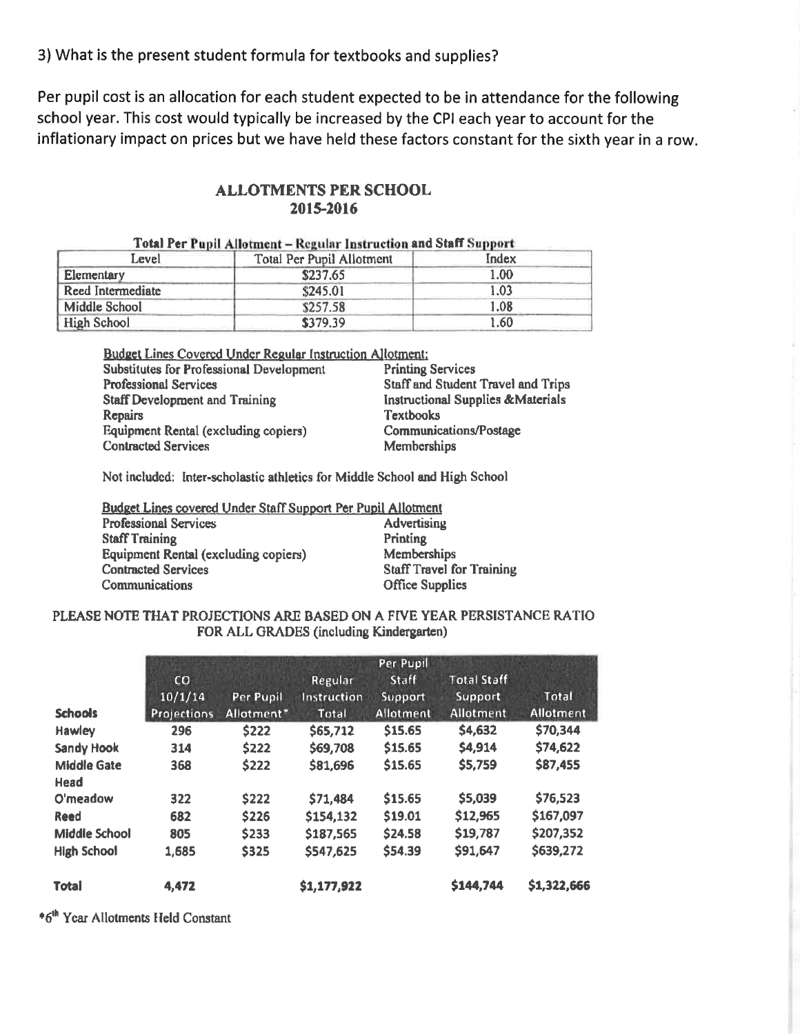3) What is the present student formula for textbooks and supplies?

Per pupil cost is an allocation for each student expected to be in attendance for the following school year. This cost would typically be increased by the CPI each year to account for the inflationary impact on prices but we have held these factors constant for the sixth year in a row.

## ALLOTMENTS PER SCHOOL
## 2015-2016

**Total Per Pupil Allotment – Regular Instruction and Staff Support**

| Level | Total Per Pupil Allotment | Index |
|---|---|---|
| Elementary | $237.65 | 1.00 |
| Reed Intermediate | $245.01 | 1.03 |
| Middle School | $257.58 | 1.08 |
| High School | $379.39 | 1.60 |

**Budget Lines Covered Under Regular Instruction Allotment:**

- Substitutes for Professional Development
- Professional Services
- Staff Development and Training
- Repairs
- Equipment Rental (excluding copiers)
- Contracted Services
- Printing Services
- Staff and Student Travel and Trips
- Instructional Supplies &Materials
- Textbooks
- Communications/Postage
- Memberships

Not included: Inter-scholastic athletics for Middle School and High School

**Budget Lines covered Under Staff Support Per Pupil Allotment**

- Professional Services
- Staff Training
- Equipment Rental (excluding copiers)
- Contracted Services
- Communications
- Advertising
- Printing
- Memberships
- Staff Travel for Training
- Office Supplies

PLEASE NOTE THAT PROJECTIONS ARE BASED ON A FIVE YEAR PERSISTANCE RATIO FOR ALL GRADES (including Kindergarten)

| Schools | CO 10/1/14 Projections | Per Pupil Allotment* | Regular Instruction Total | Per Pupil Staff Support Allotment | Total Staff Support Allotment | Total Allotment |
|---|---|---|---|---|---|---|
| Hawley | 296 | $222 | $65,712 | $15.65 | $4,632 | $70,344 |
| Sandy Hook | 314 | $222 | $69,708 | $15.65 | $4,914 | $74,622 |
| Middle Gate | 368 | $222 | $81,696 | $15.65 | $5,759 | $87,455 |
| Head O'meadow | 322 | $222 | $71,484 | $15.65 | $5,039 | $76,523 |
| Reed | 682 | $226 | $154,132 | $19.01 | $12,965 | $167,097 |
| Middle School | 805 | $233 | $187,565 | $24.58 | $19,787 | $207,352 |
| High School | 1,685 | $325 | $547,625 | $54.39 | $91,647 | $639,272 |
| **Total** | **4,472** | | **$1,177,922** | | **$144,744** | **$1,322,666** |

*6th Year Allotments Held Constant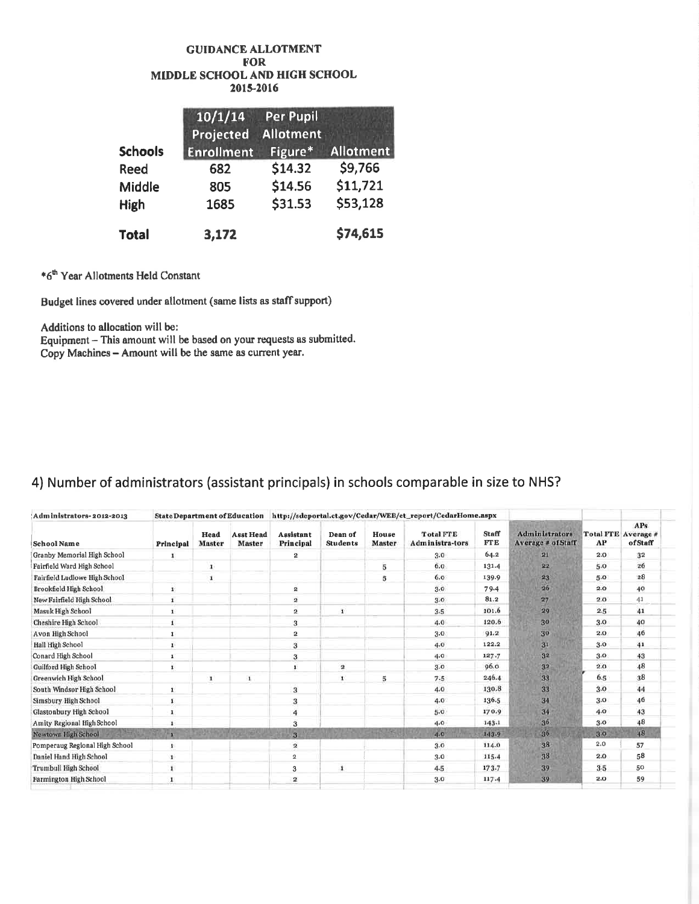**GUIDANCE ALLOTMENT**
**FOR**
**MIDDLE SCHOOL AND HIGH SCHOOL**
**2015-2016**

| Schools | 10/1/14 Projected Enrollment | Per Pupil Allotment Figure* | Allotment |
|---|---|---|---|
| Reed | 682 | $14.32 | $9,766 |
| Middle | 805 | $14.56 | $11,721 |
| High | 1685 | $31.53 | $53,128 |
| **Total** | **3,172** | | **$74,615** |

*6th Year Allotments Held Constant

Budget lines covered under allotment (same lists as staff support)

Additions to allocation will be:
Equipment – This amount will be based on your requests as submitted.
Copy Machines – Amount will be the same as current year.

## 4) Number of administrators (assistant principals) in schools comparable in size to NHS?

| Administrators-2012-2013 | State Department of Education | http://sdeportal.ct.gov/Cedar/WEB/ct_report/CedarHome.aspx | | | | | | | | | |
|---|---|---|---|---|---|---|---|---|---|---|---|
| School Name | Principal | Head Master | Asst Head Master | Assistant Principal | Dean of Students | House Master | Total FTE Administra-tors | Staff FTE | Administrators Average # of Staff | Total FTE AP | APs Average # of Staff |
| Granby Memorial High School | 1 | | | 2 | | | 3.0 | 64.2 | 21 | 2.0 | 32 |
| Fairfield Ward High School | | 1 | | | | 5 | 6.0 | 131.4 | 22 | 5.0 | 26 |
| Fairfield Ludlowe High School | | 1 | | | | 5 | 6.0 | 139.9 | 23 | 5.0 | 28 |
| Brookfield High School | 1 | | | 2 | | | 3.0 | 79.4 | 26 | 2.0 | 40 |
| New Fairfield High School | 1 | | | 2 | | | 3.0 | 81.2 | 27 | 2.0 | 41 |
| Masuk High School | 1 | | | 2 | 1 | | 3.5 | 101.6 | 29 | 2.5 | 41 |
| Cheshire High School | 1 | | | 3 | | | 4.0 | 120.6 | 30 | 3.0 | 40 |
| Avon High School | 1 | | | 2 | | | 3.0 | 91.2 | 30 | 2.0 | 46 |
| Hall High School | 1 | | | 3 | | | 4.0 | 122.2 | 31 | 3.0 | 41 |
| Conard High School | 1 | | | 3 | | | 4.0 | 127.7 | 32 | 3.0 | 43 |
| Guilford High School | 1 | | | 1 | 2 | | 3.0 | 96.0 | 32 | 2.0 | 48 |
| Greenwich High School | | 1 | 1 | | 1 | 5 | 7.5 | 246.4 | 33 | 6.5 | 38 |
| South Windsor High School | 1 | | | 3 | | | 4.0 | 130.8 | 33 | 3.0 | 44 |
| Simsbury High School | 1 | | | 3 | | | 4.0 | 136.5 | 34 | 3.0 | 46 |
| Glastonbury High School | 1 | | | 4 | | | 5.0 | 170.9 | 34 | 4.0 | 43 |
| Amity Regional High School | 1 | | | 3 | | | 4.0 | 143.1 | 36 | 3.0 | 48 |
| Newtown High School | 1 | | | 3 | | | 4.0 | 143.9 | 36 | 3.0 | 48 |
| Pomperaug Regional High School | 1 | | | 2 | | | 3.0 | 114.0 | 38 | 2.0 | 57 |
| Daniel Hand High School | 1 | | | 2 | | | 3.0 | 115.4 | 38 | 2.0 | 58 |
| Trumbull High School | 1 | | | 3 | 1 | | 4.5 | 173.7 | 39 | 3.5 | 50 |
| Farmington High School | 1 | | | 2 | | | 3.0 | 117.4 | 39 | 2.0 | 59 |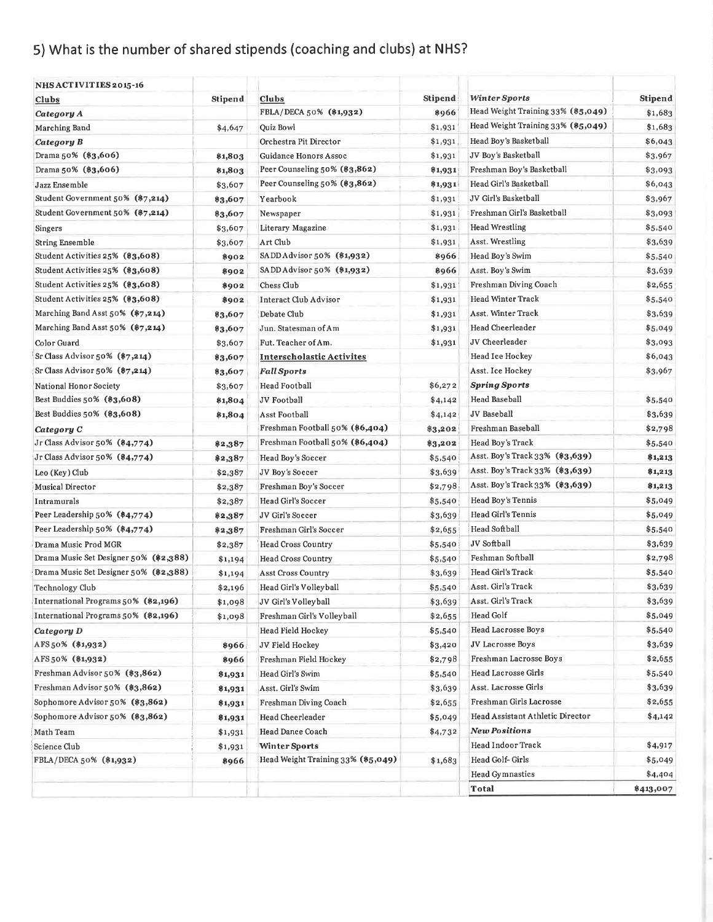## 5) What is the number of shared stipends (coaching and clubs) at NHS?

| NHS ACTIVITIES 2015-16 | | | | | |
|---|---|---|---|---|---|
| **Clubs** | **Stipend** | **Clubs** | **Stipend** | ***Winter Sports*** | **Stipend** |
| ***Category A*** | | FBLA/DECA 50% (**$1,932**) | **$966** | Head Weight Training 33% (**$5,049**) | $1,683 |
| Marching Band | $4,647 | Quiz Bowl | $1,931 | Head Weight Training 33% (**$5,049**) | $1,683 |
| ***Category B*** | | Orchestra Pit Director | $1,931 | Head Boy's Basketball | $6,043 |
| Drama 50% (**$3,606**) | **$1,803** | Guidance Honors Assoc | $1,931 | JV Boy's Basketball | $3,967 |
| Drama 50% (**$3,606**) | **$1,803** | Peer Counseling 50% (**$3,862**) | **$1,931** | Freshman Boy's Basketball | $3,093 |
| Jazz Ensemble | $3,607 | Peer Counseling 50% (**$3,862**) | **$1,931** | Head Girl's Basketball | $6,043 |
| Student Government 50% (**$7,214**) | **$3,607** | Yearbook | $1,931 | JV Girl's Basketball | $3,967 |
| Student Government 50% (**$7,214**) | **$3,607** | Newspaper | $1,931 | Freshman Girl's Basketball | $3,093 |
| Singers | $3,607 | Literary Magazine | $1,931 | Head Wrestling | $5,540 |
| String Ensemble | $3,607 | Art Club | $1,931 | Asst. Wrestling | $3,639 |
| Student Activities 25% (**$3,608**) | **$902** | SADD Advisor 50% (**$1,932**) | **$966** | Head Boy's Swim | $5,540 |
| Student Activities 25% (**$3,608**) | **$902** | SADD Advisor 50% (**$1,932**) | **$966** | Asst. Boy's Swim | $3,639 |
| Student Activities 25% (**$3,608**) | **$902** | Chess Club | $1,931 | Freshman Diving Coach | $2,655 |
| Student Activities 25% (**$3,608**) | **$902** | Interact Club Advisor | $1,931 | Head Winter Track | $5,540 |
| Marching Band Asst 50% (**$7,214**) | **$3,607** | Debate Club | $1,931 | Asst. Winter Track | $3,639 |
| Marching Band Asst 50% (**$7,214**) | **$3,607** | Jun. Statesman of Am | $1,931 | Head Cheerleader | $5,049 |
| Color Guard | $3,607 | Fut. Teacher of Am. | $1,931 | JV Cheerleader | $3,093 |
| Sr Class Advisor 50% (**$7,214**) | **$3,607** | **Interscholastic Activites** | | Head Ice Hockey | $6,043 |
| Sr Class Advisor 50% (**$7,214**) | **$3,607** | ***Fall Sports*** | | Asst. Ice Hockey | $3,967 |
| National Honor Society | $3,607 | Head Football | $6,272 | ***Spring Sports*** | |
| Best Buddies 50% (**$3,608**) | **$1,804** | JV Football | $4,142 | Head Baseball | $5,540 |
| Best Buddies 50% (**$3,608**) | **$1,804** | Asst Football | $4,142 | JV Baseball | $3,639 |
| ***Category C*** | | Freshman Football 50% (**$6,404**) | **$3,202** | Freshman Baseball | $2,798 |
| Jr Class Advisor 50% (**$4,774**) | **$2,387** | Freshman Football 50% (**$6,404**) | **$3,202** | Head Boy's Track | $5,540 |
| Jr Class Advisor 50% (**$4,774**) | **$2,387** | Head Boy's Soccer | $5,540 | Asst. Boy's Track 33% (**$3,639**) | **$1,213** |
| Leo (Key) Club | $2,387 | JV Boy's Soccer | $3,639 | Asst. Boy's Track 33% (**$3,639**) | **$1,213** |
| Musical Director | $2,387 | Freshman Boy's Soccer | $2,798 | Asst. Boy's Track 33% (**$3,639**) | **$1,213** |
| Intramurals | $2,387 | Head Girl's Soccer | $5,540 | Head Boy's Tennis | $5,049 |
| Peer Leadership 50% (**$4,774**) | **$2,387** | JV Girl's Soccer | $3,639 | Head Girl's Tennis | $5,049 |
| Peer Leadership 50% (**$4,774**) | **$2,387** | Freshman Girl's Soccer | $2,655 | Head Softball | $5,540 |
| Drama Music Prod MGR | $2,387 | Head Cross Country | $5,540 | JV Softball | $3,639 |
| Drama Music Set Designer 50% (**$2,388**) | $1,194 | Head Cross Country | $5,540 | Feshman Softball | $2,798 |
| Drama Music Set Designer 50% (**$2,388**) | $1,194 | Asst Cross Country | $3,639 | Head Girl's Track | $5,540 |
| Technology Club | $2,196 | Head Girl's Volleyball | $5,540 | Asst. Girl's Track | $3,639 |
| International Programs 50% (**$2,196**) | $1,098 | JV Girl's Volleyball | $3,639 | Asst. Girl's Track | $3,639 |
| International Programs 50% (**$2,196**) | $1,098 | Freshman Girl's Volleyball | $2,655 | Head Golf | $5,049 |
| ***Category D*** | | Head Field Hockey | $5,540 | Head Lacrosse Boys | $5,540 |
| AFS 50% (**$1,932**) | **$966** | JV Field Hockey | $3,420 | JV Lacrosse Boys | $3,639 |
| AFS 50% (**$1,932**) | **$966** | Freshman Field Hockey | $2,798 | Freshman Lacrosse Boys | $2,655 |
| Freshman Advisor 50% (**$3,862**) | **$1,931** | Head Girl's Swim | $5,540 | Head Lacrosse Girls | $5,540 |
| Freshman Advisor 50% (**$3,862**) | **$1,931** | Asst. Girl's Swim | $3,639 | Asst. Lacrosse Girls | $3,639 |
| Sophomore Advisor 50% (**$3,862**) | **$1,931** | Freshman Diving Coach | $2,655 | Freshman Girls Lacrosse | $2,655 |
| Sophomore Advisor 50% (**$3,862**) | **$1,931** | Head Cheerleader | $5,049 | Head Assistant Athletic Director | $4,142 |
| Math Team | $1,931 | Head Dance Coach | $4,732 | ***New Positions*** | |
| Science Club | $1,931 | **Winter Sports** | | Head Indoor Track | $4,917 |
| FBLA/DECA 50% (**$1,932**) | **$966** | Head Weight Training 33% (**$5,049**) | $1,683 | Head Golf- Girls | $5,049 |
| | | | | Head Gymnastics | $4,404 |
| | | | | **Total** | **$413,007** |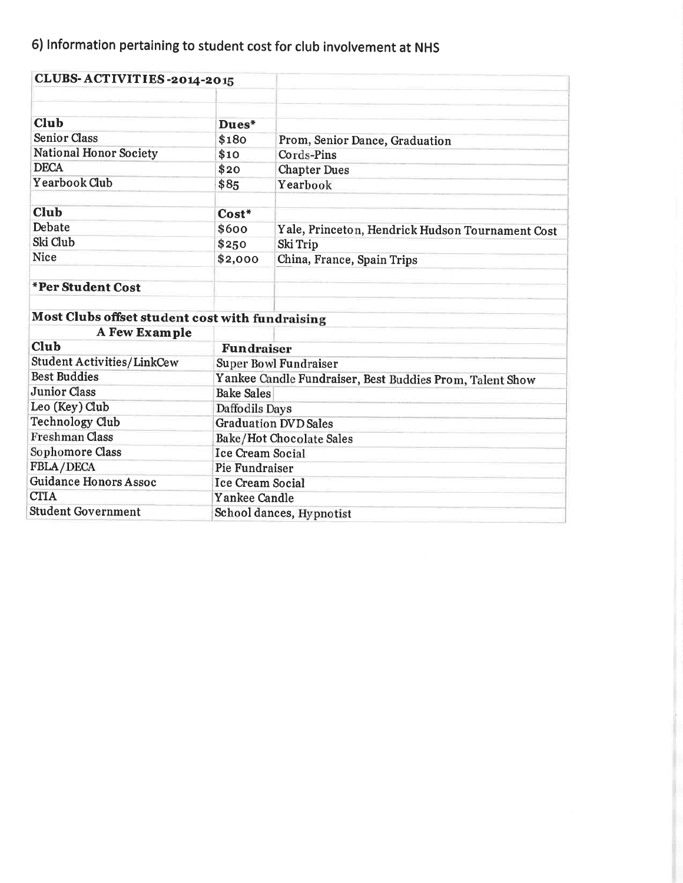## 6) Information pertaining to student cost for club involvement at NHS

| CLUBS- ACTIVITIES -2014-2015 | | |
|---|---|---|
| | | |
| | | |
| **Club** | **Dues*** | |
| Senior Class | $180 | Prom, Senior Dance, Graduation |
| National Honor Society | $10 | Cords-Pins |
| DECA | $20 | Chapter Dues |
| Yearbook Club | $85 | Yearbook |
| | | |
| **Club** | **Cost*** | |
| Debate | $600 | Yale, Princeton, Hendrick Hudson Tournament Cost |
| Ski Club | $250 | Ski Trip |
| Nice | $2,000 | China, France, Spain Trips |
| | | |
| ***Per Student Cost** | | |
| | | |
| **Most Clubs offset student cost with fundraising** | | |
| **A Few Example** | | |
| **Club** | **Fundraiser** | |
| Student Activities/LinkCew | Super Bowl Fundraiser | |
| Best Buddies | Yankee Candle Fundraiser, Best Buddies Prom, Talent Show | |
| Junior Class | Bake Sales | |
| Leo (Key) Club | Daffodils Days | |
| Technology Club | Graduation DVD Sales | |
| Freshman Class | Bake/Hot Chocolate Sales | |
| Sophomore Class | Ice Cream Social | |
| FBLA/DECA | Pie Fundraiser | |
| Guidance Honors Assoc | Ice Cream Social | |
| CTIA | Yankee Candle | |
| Student Government | School dances, Hypnotist | |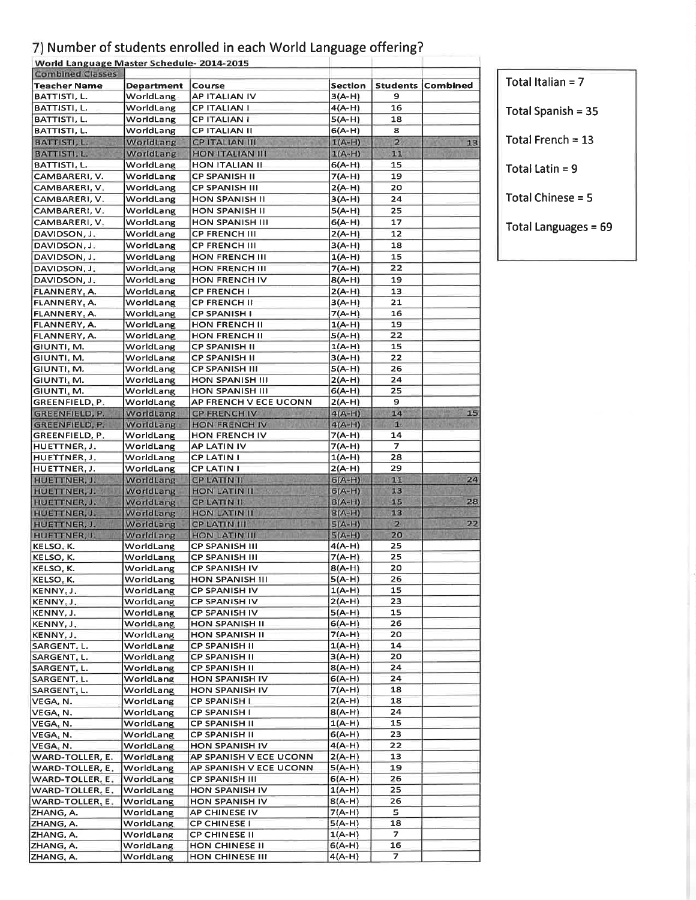## 7) Number of students enrolled in each World Language offering?

**World Language Master Schedule- 2014-2015**

| Combined Classes | | | | | |
|---|---|---|---|---|---|
| **Teacher Name** | **Department** | **Course** | **Section** | **Students** | **Combined** |
| BATTISTI, L. | WorldLang | AP ITALIAN IV | 3(A-H) | 9 | |
| BATTISTI, L. | WorldLang | CP ITALIAN I | 4(A-H) | 16 | |
| BATTISTI, L. | WorldLang | CP ITALIAN I | 5(A-H) | 18 | |
| BATTISTI, L. | WorldLang | CP ITALIAN II | 6(A-H) | 8 | |
| BATTISTI, L. | WorldLang | CP ITALIAN III | 1(A-H) | 2 | 13 |
| BATTISTI, L. | WorldLang | HON ITALIAN III | 1(A-H) | 11 | |
| BATTISTI, L. | WorldLang | HON ITALIAN II | 6(A-H) | 15 | |
| CAMBARERI, V. | WorldLang | CP SPANISH II | 7(A-H) | 19 | |
| CAMBARERI, V. | WorldLang | CP SPANISH III | 2(A-H) | 20 | |
| CAMBARERI, V. | WorldLang | HON SPANISH II | 3(A-H) | 24 | |
| CAMBARERI, V. | WorldLang | HON SPANISH II | 5(A-H) | 25 | |
| CAMBARERI, V. | WorldLang | HON SPANISH III | 6(A-H) | 17 | |
| DAVIDSON, J. | WorldLang | CP FRENCH III | 2(A-H) | 12 | |
| DAVIDSON, J. | WorldLang | CP FRENCH III | 3(A-H) | 18 | |
| DAVIDSON, J. | WorldLang | HON FRENCH III | 1(A-H) | 15 | |
| DAVIDSON, J. | WorldLang | HON FRENCH III | 7(A-H) | 22 | |
| DAVIDSON, J. | WorldLang | HON FRENCH IV | 8(A-H) | 19 | |
| FLANNERY, A. | WorldLang | CP FRENCH I | 2(A-H) | 13 | |
| FLANNERY, A. | WorldLang | CP FRENCH II | 3(A-H) | 21 | |
| FLANNERY, A. | WorldLang | CP SPANISH I | 7(A-H) | 16 | |
| FLANNERY, A. | WorldLang | HON FRENCH II | 1(A-H) | 19 | |
| FLANNERY, A. | WorldLang | HON FRENCH II | 5(A-H) | 22 | |
| GIUNTI, M. | WorldLang | CP SPANISH II | 1(A-H) | 15 | |
| GIUNTI, M. | WorldLang | CP SPANISH II | 3(A-H) | 22 | |
| GIUNTI, M. | WorldLang | CP SPANISH III | 5(A-H) | 26 | |
| GIUNTI, M. | WorldLang | HON SPANISH III | 2(A-H) | 24 | |
| GIUNTI, M. | WorldLang | HON SPANISH III | 6(A-H) | 25 | |
| GREENFIELD, P. | WorldLang | AP FRENCH V ECE UCONN | 2(A-H) | 9 | |
| GREENFIELD, P. | WorldLang | CP FRENCH IV | 4(A-H) | 14 | 15 |
| GREENFIELD, P. | WorldLang | HON FRENCH IV | 4(A-H) | 1 | |
| GREENFIELD, P. | WorldLang | HON FRENCH IV | 7(A-H) | 14 | |
| HUETTNER, J. | WorldLang | AP LATIN IV | 7(A-H) | 7 | |
| HUETTNER, J. | WorldLang | CP LATIN I | 1(A-H) | 28 | |
| HUETTNER, J. | WorldLang | CP LATIN I | 2(A-H) | 29 | |
| HUETTNER, J. | WorldLang | CP LATIN II | 6(A-H) | 11 | 24 |
| HUETTNER, J. | WorldLang | HON LATIN II | 6(A-H) | 13 | |
| HUETTNER, J. | WorldLang | CP LATIN II | 8(A-H) | 15 | 28 |
| HUETTNER, J. | WorldLang | HON LATIN II | 8(A-H) | 13 | |
| HUETTNER, J. | WorldLang | CP LATIN III | 5(A-H) | 2 | 22 |
| HUETTNER, J. | WorldLang | HON LATIN III | 5(A-H) | 20 | |
| KELSO, K. | WorldLang | CP SPANISH III | 4(A-H) | 25 | |
| KELSO, K. | WorldLang | CP SPANISH III | 7(A-H) | 25 | |
| KELSO, K. | WorldLang | CP SPANISH IV | 8(A-H) | 20 | |
| KELSO, K. | WorldLang | HON SPANISH III | 5(A-H) | 26 | |
| KENNY, J. | WorldLang | CP SPANISH IV | 1(A-H) | 15 | |
| KENNY, J. | WorldLang | CP SPANISH IV | 2(A-H) | 23 | |
| KENNY, J. | WorldLang | CP SPANISH IV | 5(A-H) | 15 | |
| KENNY, J. | WorldLang | HON SPANISH II | 6(A-H) | 26 | |
| KENNY, J. | WorldLang | HON SPANISH II | 7(A-H) | 20 | |
| SARGENT, L. | WorldLang | CP SPANISH II | 1(A-H) | 14 | |
| SARGENT, L. | WorldLang | CP SPANISH II | 3(A-H) | 20 | |
| SARGENT, L. | WorldLang | CP SPANISH II | 8(A-H) | 24 | |
| SARGENT, L. | WorldLang | HON SPANISH IV | 6(A-H) | 24 | |
| SARGENT, L. | WorldLang | HON SPANISH IV | 7(A-H) | 18 | |
| VEGA, N. | WorldLang | CP SPANISH I | 2(A-H) | 18 | |
| VEGA, N. | WorldLang | CP SPANISH I | 8(A-H) | 24 | |
| VEGA, N. | WorldLang | CP SPANISH II | 1(A-H) | 15 | |
| VEGA, N. | WorldLang | CP SPANISH II | 6(A-H) | 23 | |
| VEGA, N. | WorldLang | HON SPANISH IV | 4(A-H) | 22 | |
| WARD-TOLLER, E. | WorldLang | AP SPANISH V ECE UCONN | 2(A-H) | 13 | |
| WARD-TOLLER, E. | WorldLang | AP SPANISH V ECE UCONN | 5(A-H) | 19 | |
| WARD-TOLLER, E. | WorldLang | CP SPANISH III | 6(A-H) | 26 | |
| WARD-TOLLER, E. | WorldLang | HON SPANISH IV | 1(A-H) | 25 | |
| WARD-TOLLER, E. | WorldLang | HON SPANISH IV | 8(A-H) | 26 | |
| ZHANG, A. | WorldLang | AP CHINESE IV | 7(A-H) | 5 | |
| ZHANG, A. | WorldLang | CP CHINESE I | 5(A-H) | 18 | |
| ZHANG, A. | WorldLang | CP CHINESE II | 1(A-H) | 7 | |
| ZHANG, A. | WorldLang | HON CHINESE II | 6(A-H) | 16 | |
| ZHANG, A. | WorldLang | HON CHINESE III | 4(A-H) | 7 | |

Total Italian = 7

Total Spanish = 35

Total French = 13

Total Latin = 9

Total Chinese = 5

Total Languages = 69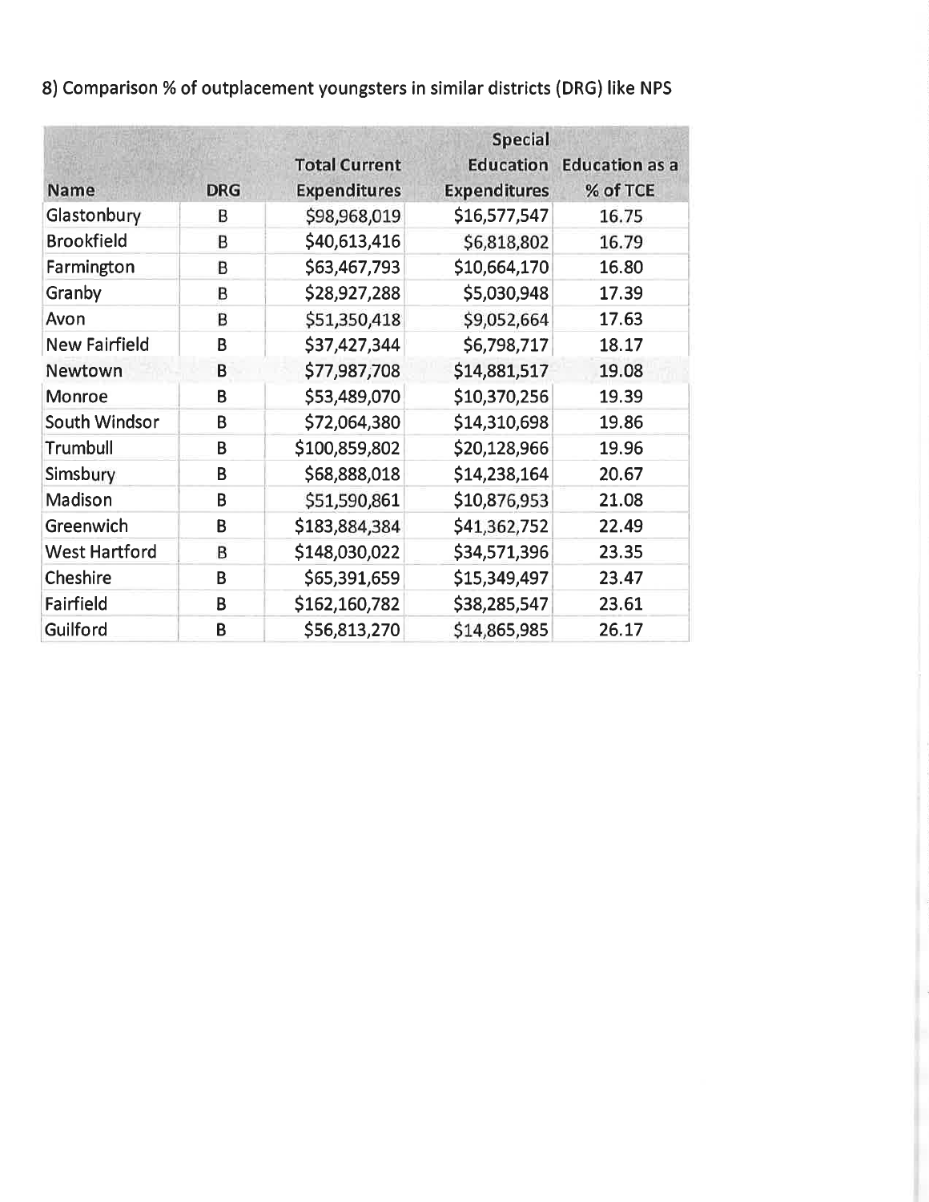8) Comparison % of outplacement youngsters in similar districts (DRG) like NPS

| Name | DRG | Total Current Expenditures | Special Education Expenditures | Education as a % of TCE |
|---|---|---|---|---|
| Glastonbury | B | $98,968,019 | $16,577,547 | 16.75 |
| Brookfield | B | $40,613,416 | $6,818,802 | 16.79 |
| Farmington | B | $63,467,793 | $10,664,170 | 16.80 |
| Granby | B | $28,927,288 | $5,030,948 | 17.39 |
| Avon | B | $51,350,418 | $9,052,664 | 17.63 |
| New Fairfield | B | $37,427,344 | $6,798,717 | 18.17 |
| Newtown | B | $77,987,708 | $14,881,517 | 19.08 |
| Monroe | B | $53,489,070 | $10,370,256 | 19.39 |
| South Windsor | B | $72,064,380 | $14,310,698 | 19.86 |
| Trumbull | B | $100,859,802 | $20,128,966 | 19.96 |
| Simsbury | B | $68,888,018 | $14,238,164 | 20.67 |
| Madison | B | $51,590,861 | $10,876,953 | 21.08 |
| Greenwich | B | $183,884,384 | $41,362,752 | 22.49 |
| West Hartford | B | $148,030,022 | $34,571,396 | 23.35 |
| Cheshire | B | $65,391,659 | $15,349,497 | 23.47 |
| Fairfield | B | $162,160,782 | $38,285,547 | 23.61 |
| Guilford | B | $56,813,270 | $14,865,985 | 26.17 |